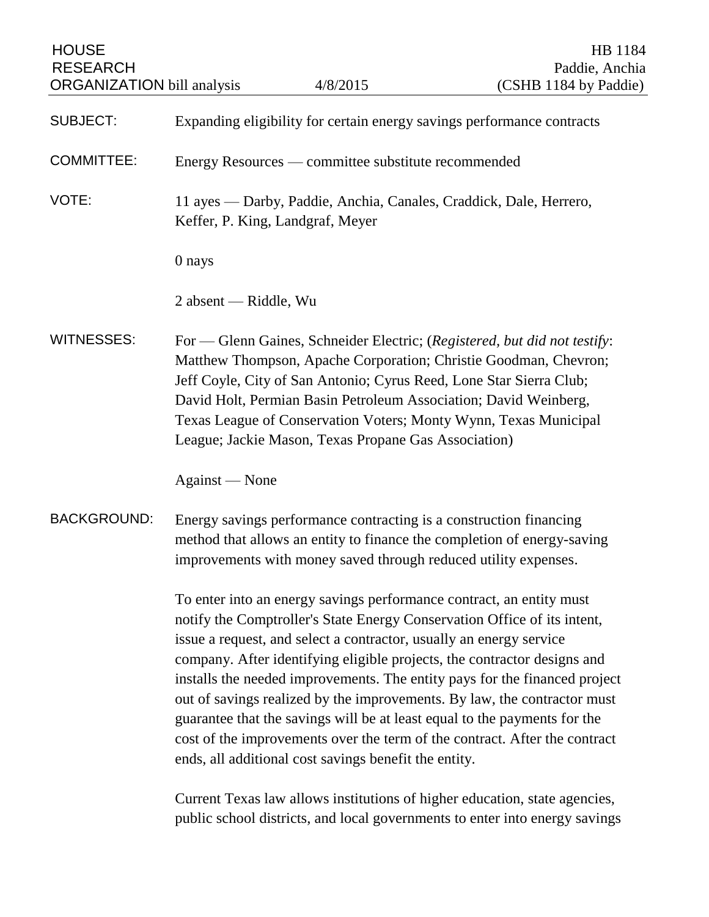HOUSE RESEARCH ORGANIZATION bill analysis 4/8/2015

HB 1184
Paddie, Anchia
(CSHB 1184 by Paddie)

**SUBJECT:** Expanding eligibility for certain energy savings performance contracts

**COMMITTEE:** Energy Resources — committee substitute recommended

**VOTE:** 11 ayes — Darby, Paddie, Anchia, Canales, Craddick, Dale, Herrero, Keffer, P. King, Landgraf, Meyer

0 nays

2 absent — Riddle, Wu

**WITNESSES:** For — Glenn Gaines, Schneider Electric; (*Registered, but did not testify*: Matthew Thompson, Apache Corporation; Christie Goodman, Chevron; Jeff Coyle, City of San Antonio; Cyrus Reed, Lone Star Sierra Club; David Holt, Permian Basin Petroleum Association; David Weinberg, Texas League of Conservation Voters; Monty Wynn, Texas Municipal League; Jackie Mason, Texas Propane Gas Association)

Against — None

**BACKGROUND:** Energy savings performance contracting is a construction financing method that allows an entity to finance the completion of energy-saving improvements with money saved through reduced utility expenses.

To enter into an energy savings performance contract, an entity must notify the Comptroller's State Energy Conservation Office of its intent, issue a request, and select a contractor, usually an energy service company. After identifying eligible projects, the contractor designs and installs the needed improvements. The entity pays for the financed project out of savings realized by the improvements. By law, the contractor must guarantee that the savings will be at least equal to the payments for the cost of the improvements over the term of the contract. After the contract ends, all additional cost savings benefit the entity.

Current Texas law allows institutions of higher education, state agencies, public school districts, and local governments to enter into energy savings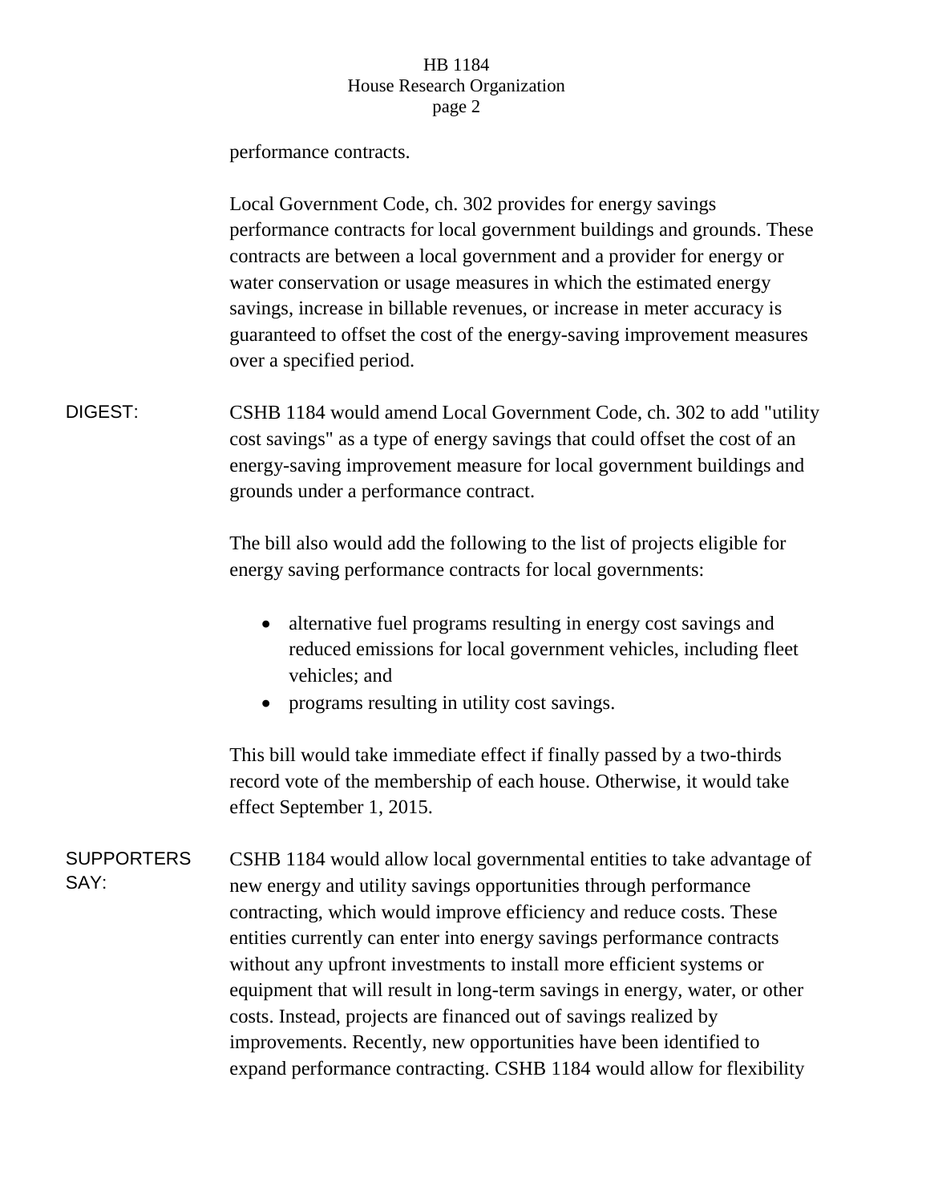performance contracts.

Local Government Code, ch. 302 provides for energy savings performance contracts for local government buildings and grounds. These contracts are between a local government and a provider for energy or water conservation or usage measures in which the estimated energy savings, increase in billable revenues, or increase in meter accuracy is guaranteed to offset the cost of the energy-saving improvement measures over a specified period.

**DIGEST:** CSHB 1184 would amend Local Government Code, ch. 302 to add "utility cost savings" as a type of energy savings that could offset the cost of an energy-saving improvement measure for local government buildings and grounds under a performance contract.

The bill also would add the following to the list of projects eligible for energy saving performance contracts for local governments:

- alternative fuel programs resulting in energy cost savings and reduced emissions for local government vehicles, including fleet vehicles; and
- programs resulting in utility cost savings.

This bill would take immediate effect if finally passed by a two-thirds record vote of the membership of each house. Otherwise, it would take effect September 1, 2015.

**SUPPORTERS SAY:** CSHB 1184 would allow local governmental entities to take advantage of new energy and utility savings opportunities through performance contracting, which would improve efficiency and reduce costs. These entities currently can enter into energy savings performance contracts without any upfront investments to install more efficient systems or equipment that will result in long-term savings in energy, water, or other costs. Instead, projects are financed out of savings realized by improvements. Recently, new opportunities have been identified to expand performance contracting. CSHB 1184 would allow for flexibility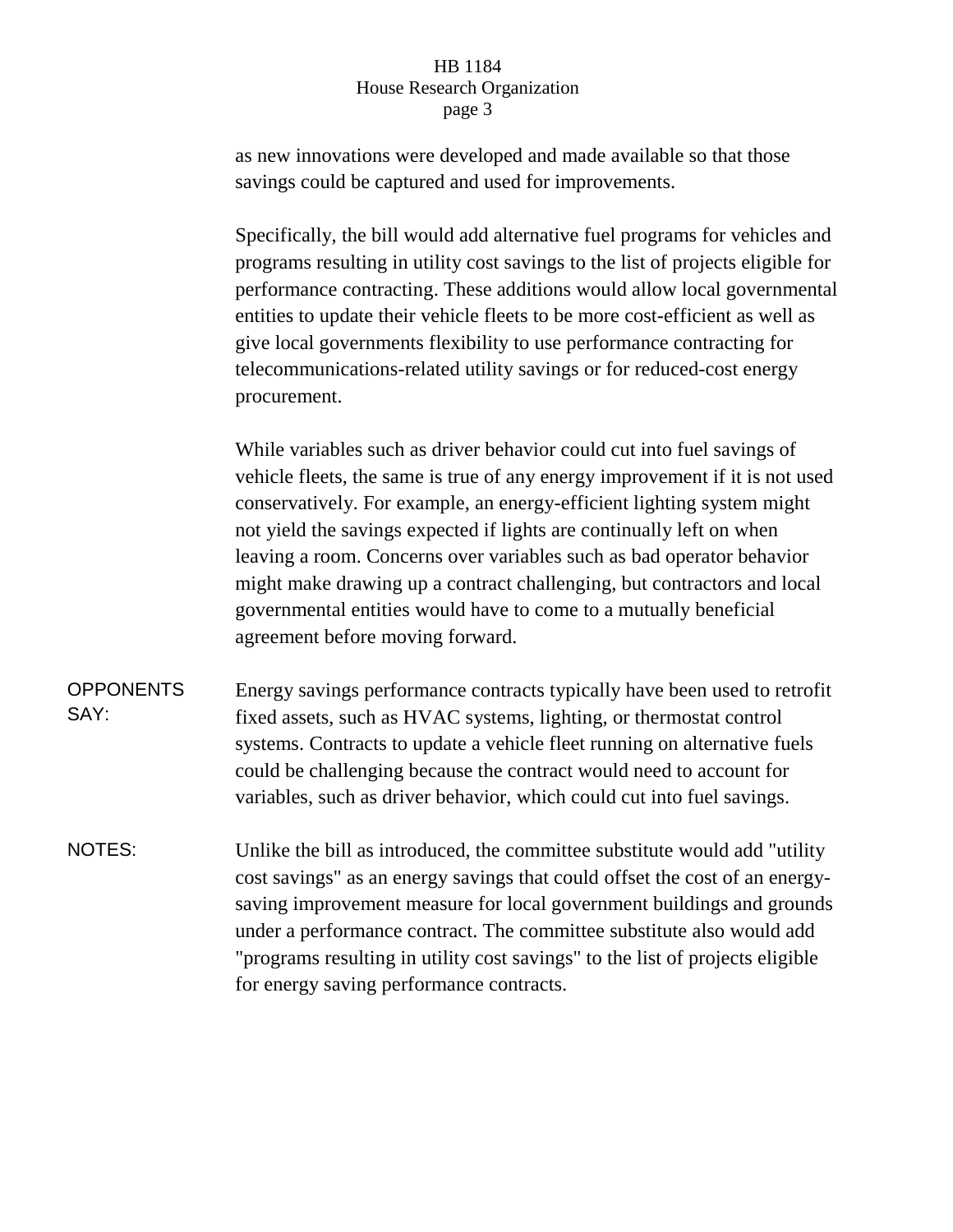as new innovations were developed and made available so that those savings could be captured and used for improvements.

Specifically, the bill would add alternative fuel programs for vehicles and programs resulting in utility cost savings to the list of projects eligible for performance contracting. These additions would allow local governmental entities to update their vehicle fleets to be more cost-efficient as well as give local governments flexibility to use performance contracting for telecommunications-related utility savings or for reduced-cost energy procurement.

While variables such as driver behavior could cut into fuel savings of vehicle fleets, the same is true of any energy improvement if it is not used conservatively. For example, an energy-efficient lighting system might not yield the savings expected if lights are continually left on when leaving a room. Concerns over variables such as bad operator behavior might make drawing up a contract challenging, but contractors and local governmental entities would have to come to a mutually beneficial agreement before moving forward.

**OPPONENTS SAY:** Energy savings performance contracts typically have been used to retrofit fixed assets, such as HVAC systems, lighting, or thermostat control systems. Contracts to update a vehicle fleet running on alternative fuels could be challenging because the contract would need to account for variables, such as driver behavior, which could cut into fuel savings.

**NOTES:** Unlike the bill as introduced, the committee substitute would add "utility cost savings" as an energy savings that could offset the cost of an energy-saving improvement measure for local government buildings and grounds under a performance contract. The committee substitute also would add "programs resulting in utility cost savings" to the list of projects eligible for energy saving performance contracts.